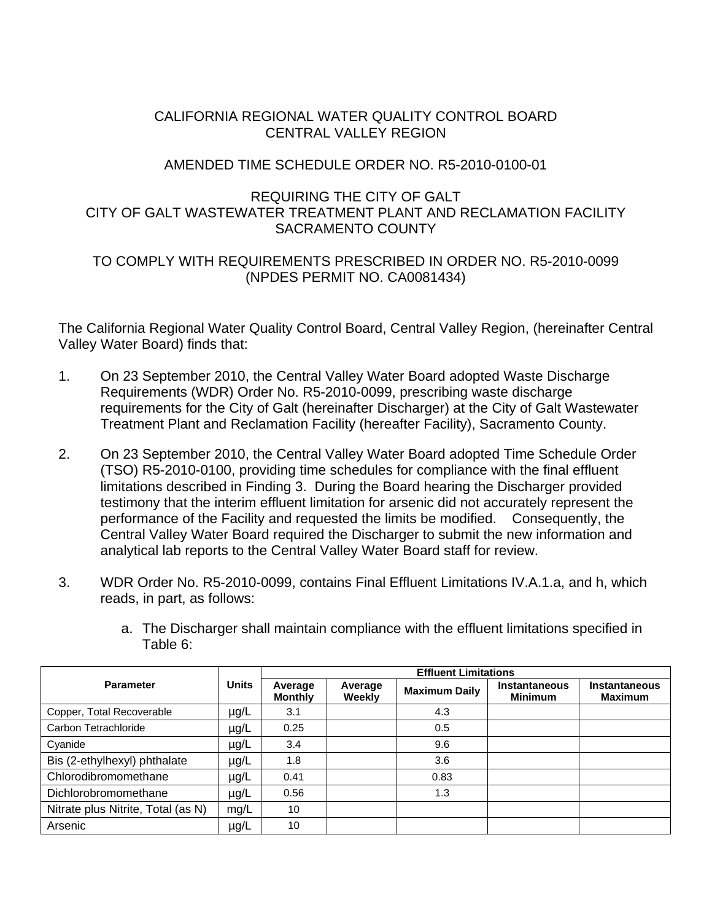CALIFORNIA REGIONAL WATER QUALITY CONTROL BOARD
CENTRAL VALLEY REGION

AMENDED TIME SCHEDULE ORDER NO. R5-2010-0100-01

REQUIRING THE CITY OF GALT
CITY OF GALT WASTEWATER TREATMENT PLANT AND RECLAMATION FACILITY
SACRAMENTO COUNTY

TO COMPLY WITH REQUIREMENTS PRESCRIBED IN ORDER NO. R5-2010-0099
(NPDES PERMIT NO. CA0081434)

The California Regional Water Quality Control Board, Central Valley Region, (hereinafter Central Valley Water Board) finds that:

1. On 23 September 2010, the Central Valley Water Board adopted Waste Discharge Requirements (WDR) Order No. R5-2010-0099, prescribing waste discharge requirements for the City of Galt (hereinafter Discharger) at the City of Galt Wastewater Treatment Plant and Reclamation Facility (hereafter Facility), Sacramento County.

2. On 23 September 2010, the Central Valley Water Board adopted Time Schedule Order (TSO) R5-2010-0100, providing time schedules for compliance with the final effluent limitations described in Finding 3. During the Board hearing the Discharger provided testimony that the interim effluent limitation for arsenic did not accurately represent the performance of the Facility and requested the limits be modified. Consequently, the Central Valley Water Board required the Discharger to submit the new information and analytical lab reports to the Central Valley Water Board staff for review.

3. WDR Order No. R5-2010-0099, contains Final Effluent Limitations IV.A.1.a, and h, which reads, in part, as follows:

   a. The Discharger shall maintain compliance with the effluent limitations specified in Table 6:

| Parameter | Units | Effluent Limitations | | | | |
|---|---|---|---|---|---|---|
| | | Average Monthly | Average Weekly | Maximum Daily | Instantaneous Minimum | Instantaneous Maximum |
| Copper, Total Recoverable | µg/L | 3.1 | | 4.3 | | |
| Carbon Tetrachloride | µg/L | 0.25 | | 0.5 | | |
| Cyanide | µg/L | 3.4 | | 9.6 | | |
| Bis (2-ethylhexyl) phthalate | µg/L | 1.8 | | 3.6 | | |
| Chlorodibromomethane | µg/L | 0.41 | | 0.83 | | |
| Dichlorobromomethane | µg/L | 0.56 | | 1.3 | | |
| Nitrate plus Nitrite, Total (as N) | mg/L | 10 | | | | |
| Arsenic | µg/L | 10 | | | | |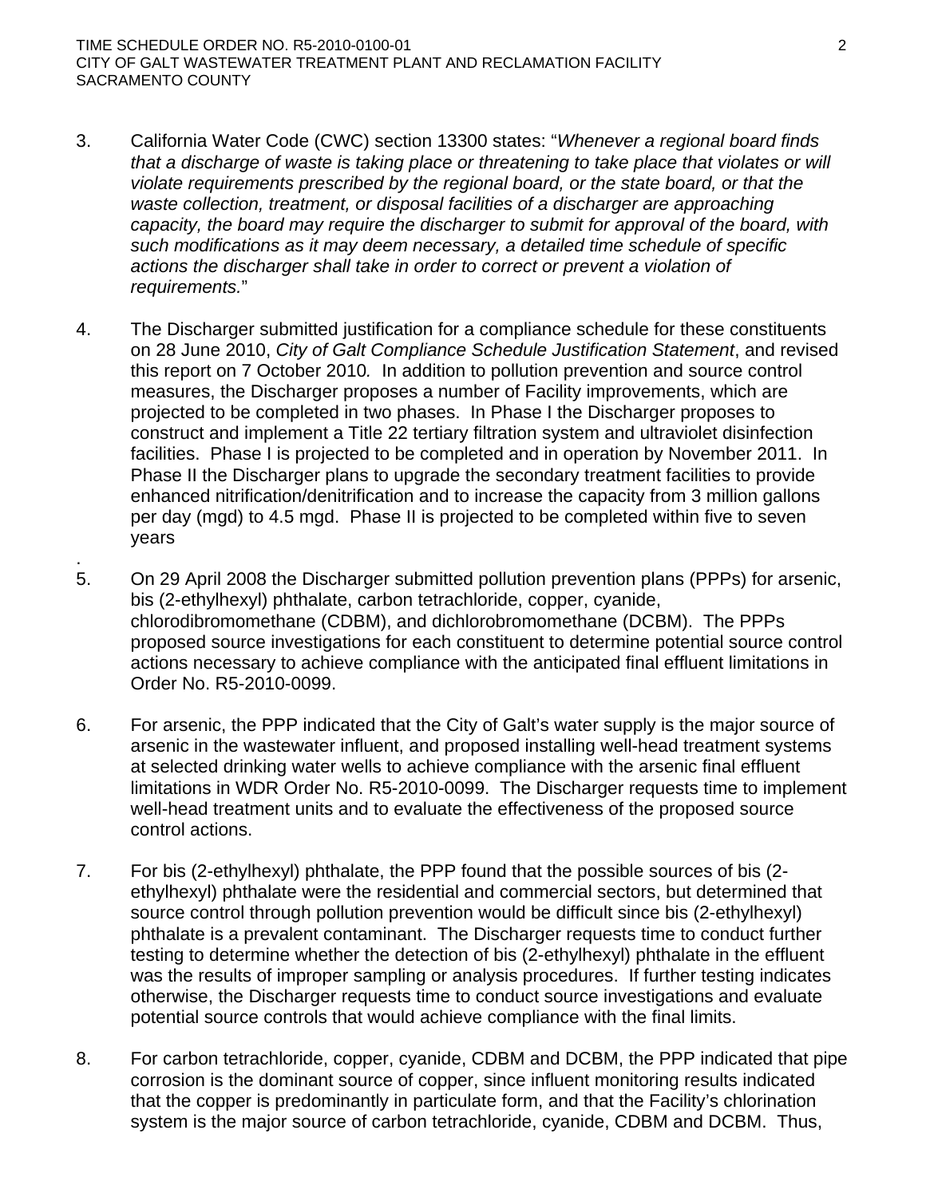3. California Water Code (CWC) section 13300 states: "*Whenever a regional board finds that a discharge of waste is taking place or threatening to take place that violates or will violate requirements prescribed by the regional board, or the state board, or that the waste collection, treatment, or disposal facilities of a discharger are approaching capacity, the board may require the discharger to submit for approval of the board, with such modifications as it may deem necessary, a detailed time schedule of specific actions the discharger shall take in order to correct or prevent a violation of requirements.*"

4. The Discharger submitted justification for a compliance schedule for these constituents on 28 June 2010, *City of Galt Compliance Schedule Justification Statement*, and revised this report on 7 October 2010. In addition to pollution prevention and source control measures, the Discharger proposes a number of Facility improvements, which are projected to be completed in two phases. In Phase I the Discharger proposes to construct and implement a Title 22 tertiary filtration system and ultraviolet disinfection facilities. Phase I is projected to be completed and in operation by November 2011. In Phase II the Discharger plans to upgrade the secondary treatment facilities to provide enhanced nitrification/denitrification and to increase the capacity from 3 million gallons per day (mgd) to 4.5 mgd. Phase II is projected to be completed within five to seven years.

5. On 29 April 2008 the Discharger submitted pollution prevention plans (PPPs) for arsenic, bis (2-ethylhexyl) phthalate, carbon tetrachloride, copper, cyanide, chlorodibromomethane (CDBM), and dichlorobromomethane (DCBM). The PPPs proposed source investigations for each constituent to determine potential source control actions necessary to achieve compliance with the anticipated final effluent limitations in Order No. R5-2010-0099.

6. For arsenic, the PPP indicated that the City of Galt's water supply is the major source of arsenic in the wastewater influent, and proposed installing well-head treatment systems at selected drinking water wells to achieve compliance with the arsenic final effluent limitations in WDR Order No. R5-2010-0099. The Discharger requests time to implement well-head treatment units and to evaluate the effectiveness of the proposed source control actions.

7. For bis (2-ethylhexyl) phthalate, the PPP found that the possible sources of bis (2-ethylhexyl) phthalate were the residential and commercial sectors, but determined that source control through pollution prevention would be difficult since bis (2-ethylhexyl) phthalate is a prevalent contaminant. The Discharger requests time to conduct further testing to determine whether the detection of bis (2-ethylhexyl) phthalate in the effluent was the results of improper sampling or analysis procedures. If further testing indicates otherwise, the Discharger requests time to conduct source investigations and evaluate potential source controls that would achieve compliance with the final limits.

8. For carbon tetrachloride, copper, cyanide, CDBM and DCBM, the PPP indicated that pipe corrosion is the dominant source of copper, since influent monitoring results indicated that the copper is predominantly in particulate form, and that the Facility's chlorination system is the major source of carbon tetrachloride, cyanide, CDBM and DCBM. Thus,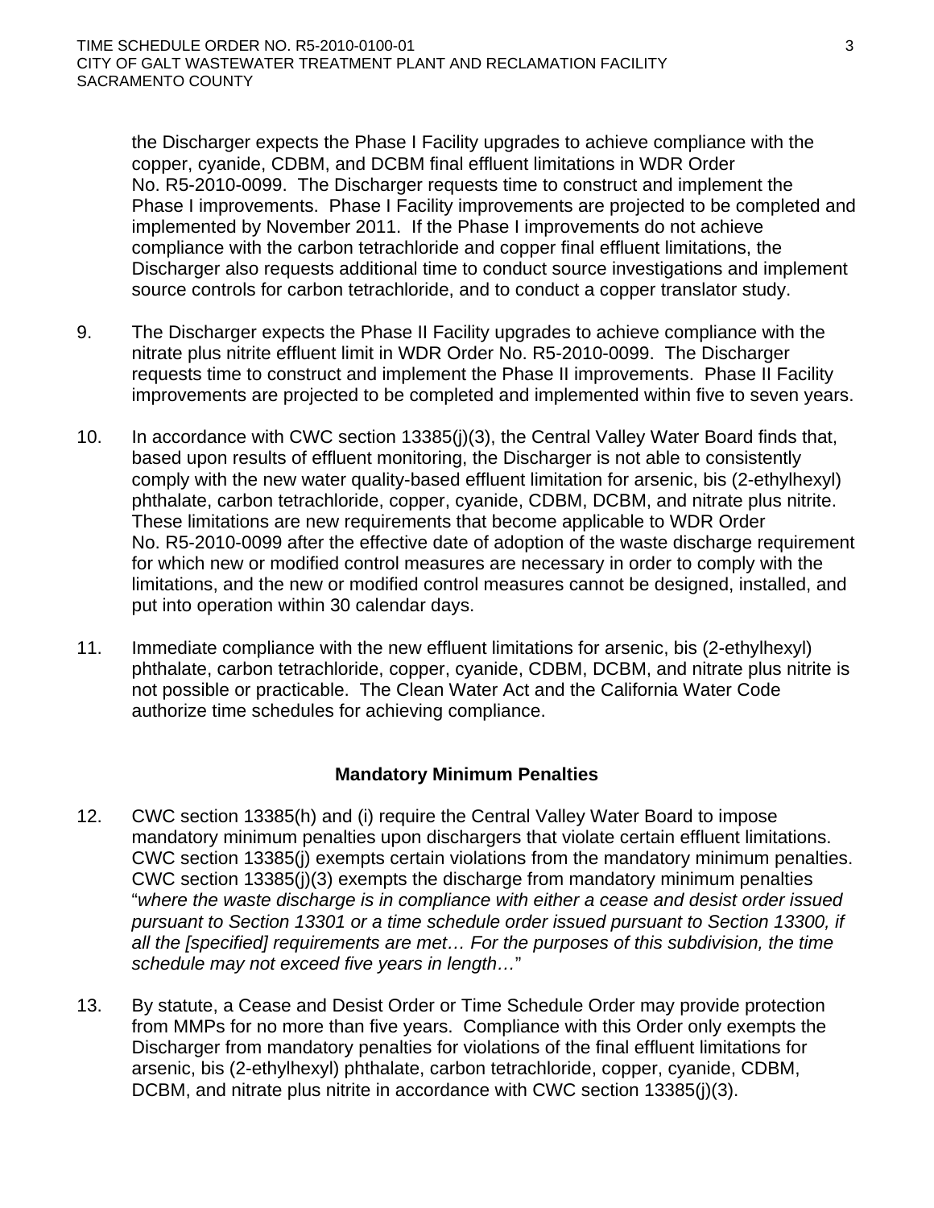the Discharger expects the Phase I Facility upgrades to achieve compliance with the copper, cyanide, CDBM, and DCBM final effluent limitations in WDR Order No. R5-2010-0099. The Discharger requests time to construct and implement the Phase I improvements. Phase I Facility improvements are projected to be completed and implemented by November 2011. If the Phase I improvements do not achieve compliance with the carbon tetrachloride and copper final effluent limitations, the Discharger also requests additional time to conduct source investigations and implement source controls for carbon tetrachloride, and to conduct a copper translator study.

9. The Discharger expects the Phase II Facility upgrades to achieve compliance with the nitrate plus nitrite effluent limit in WDR Order No. R5-2010-0099. The Discharger requests time to construct and implement the Phase II improvements. Phase II Facility improvements are projected to be completed and implemented within five to seven years.

10. In accordance with CWC section 13385(j)(3), the Central Valley Water Board finds that, based upon results of effluent monitoring, the Discharger is not able to consistently comply with the new water quality-based effluent limitation for arsenic, bis (2-ethylhexyl) phthalate, carbon tetrachloride, copper, cyanide, CDBM, DCBM, and nitrate plus nitrite. These limitations are new requirements that become applicable to WDR Order No. R5-2010-0099 after the effective date of adoption of the waste discharge requirement for which new or modified control measures are necessary in order to comply with the limitations, and the new or modified control measures cannot be designed, installed, and put into operation within 30 calendar days.

11. Immediate compliance with the new effluent limitations for arsenic, bis (2-ethylhexyl) phthalate, carbon tetrachloride, copper, cyanide, CDBM, DCBM, and nitrate plus nitrite is not possible or practicable. The Clean Water Act and the California Water Code authorize time schedules for achieving compliance.

### Mandatory Minimum Penalties

12. CWC section 13385(h) and (i) require the Central Valley Water Board to impose mandatory minimum penalties upon dischargers that violate certain effluent limitations. CWC section 13385(j) exempts certain violations from the mandatory minimum penalties. CWC section 13385(j)(3) exempts the discharge from mandatory minimum penalties "*where the waste discharge is in compliance with either a cease and desist order issued pursuant to Section 13301 or a time schedule order issued pursuant to Section 13300, if all the [specified] requirements are met… For the purposes of this subdivision, the time schedule may not exceed five years in length…*"

13. By statute, a Cease and Desist Order or Time Schedule Order may provide protection from MMPs for no more than five years. Compliance with this Order only exempts the Discharger from mandatory penalties for violations of the final effluent limitations for arsenic, bis (2-ethylhexyl) phthalate, carbon tetrachloride, copper, cyanide, CDBM, DCBM, and nitrate plus nitrite in accordance with CWC section 13385(j)(3).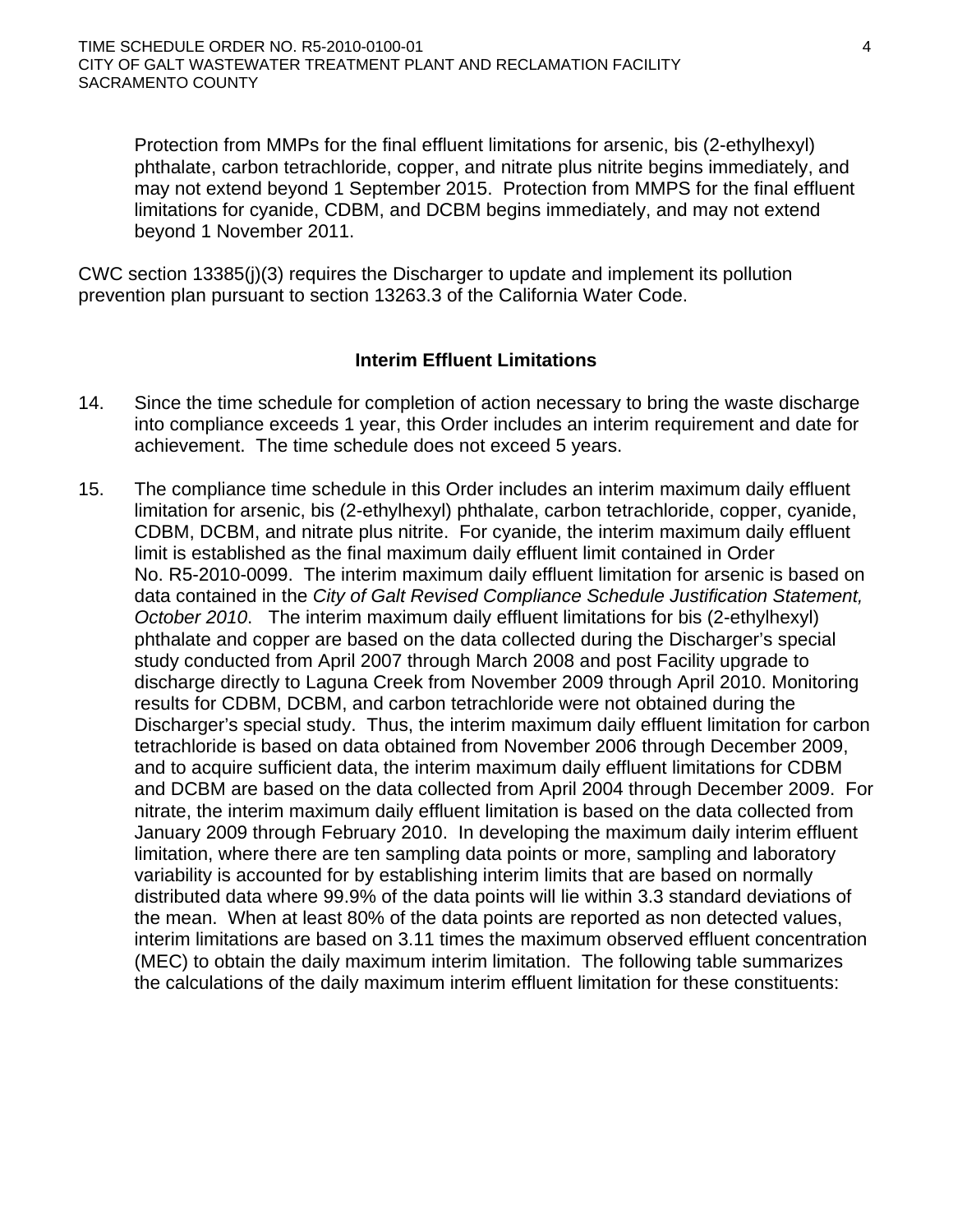Protection from MMPs for the final effluent limitations for arsenic, bis (2-ethylhexyl) phthalate, carbon tetrachloride, copper, and nitrate plus nitrite begins immediately, and may not extend beyond 1 September 2015. Protection from MMPS for the final effluent limitations for cyanide, CDBM, and DCBM begins immediately, and may not extend beyond 1 November 2011.

CWC section 13385(j)(3) requires the Discharger to update and implement its pollution prevention plan pursuant to section 13263.3 of the California Water Code.

### Interim Effluent Limitations

14. Since the time schedule for completion of action necessary to bring the waste discharge into compliance exceeds 1 year, this Order includes an interim requirement and date for achievement. The time schedule does not exceed 5 years.

15. The compliance time schedule in this Order includes an interim maximum daily effluent limitation for arsenic, bis (2-ethylhexyl) phthalate, carbon tetrachloride, copper, cyanide, CDBM, DCBM, and nitrate plus nitrite. For cyanide, the interim maximum daily effluent limit is established as the final maximum daily effluent limit contained in Order No. R5-2010-0099. The interim maximum daily effluent limitation for arsenic is based on data contained in the *City of Galt Revised Compliance Schedule Justification Statement, October 2010*. The interim maximum daily effluent limitations for bis (2-ethylhexyl) phthalate and copper are based on the data collected during the Discharger's special study conducted from April 2007 through March 2008 and post Facility upgrade to discharge directly to Laguna Creek from November 2009 through April 2010. Monitoring results for CDBM, DCBM, and carbon tetrachloride were not obtained during the Discharger's special study. Thus, the interim maximum daily effluent limitation for carbon tetrachloride is based on data obtained from November 2006 through December 2009, and to acquire sufficient data, the interim maximum daily effluent limitations for CDBM and DCBM are based on the data collected from April 2004 through December 2009. For nitrate, the interim maximum daily effluent limitation is based on the data collected from January 2009 through February 2010. In developing the maximum daily interim effluent limitation, where there are ten sampling data points or more, sampling and laboratory variability is accounted for by establishing interim limits that are based on normally distributed data where 99.9% of the data points will lie within 3.3 standard deviations of the mean. When at least 80% of the data points are reported as non detected values, interim limitations are based on 3.11 times the maximum observed effluent concentration (MEC) to obtain the daily maximum interim limitation. The following table summarizes the calculations of the daily maximum interim effluent limitation for these constituents: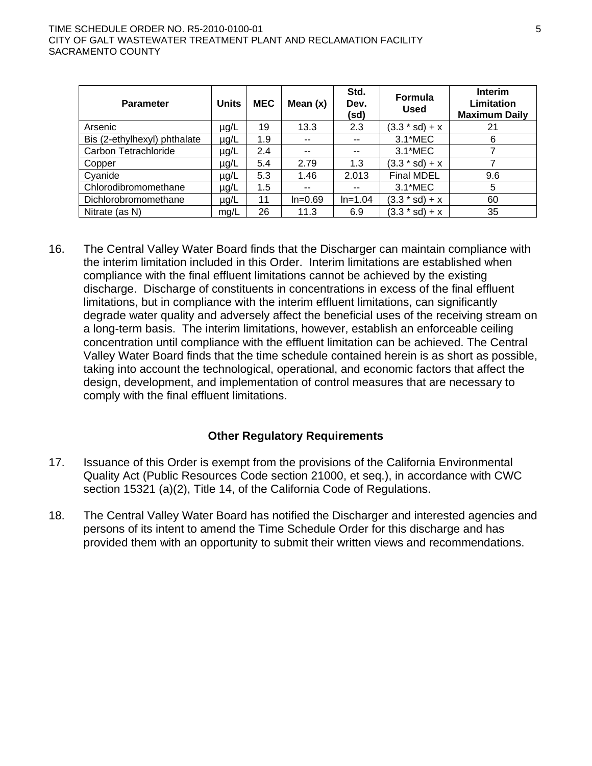| Parameter | Units | MEC | Mean (x) | Std. Dev. (sd) | Formula Used | Interim Limitation Maximum Daily |
|---|---|---|---|---|---|---|
| Arsenic | µg/L | 19 | 13.3 | 2.3 | (3.3 * sd) + x | 21 |
| Bis (2-ethylhexyl) phthalate | µg/L | 1.9 | -- | -- | 3.1*MEC | 6 |
| Carbon Tetrachloride | µg/L | 2.4 | -- | -- | 3.1*MEC | 7 |
| Copper | µg/L | 5.4 | 2.79 | 1.3 | (3.3 * sd) + x | 7 |
| Cyanide | µg/L | 5.3 | 1.46 | 2.013 | Final MDEL | 9.6 |
| Chlorodibromomethane | µg/L | 1.5 | -- | -- | 3.1*MEC | 5 |
| Dichlorobromomethane | µg/L | 11 | ln=0.69 | ln=1.04 | (3.3 * sd) + x | 60 |
| Nitrate (as N) | mg/L | 26 | 11.3 | 6.9 | (3.3 * sd) + x | 35 |

16. The Central Valley Water Board finds that the Discharger can maintain compliance with the interim limitation included in this Order. Interim limitations are established when compliance with the final effluent limitations cannot be achieved by the existing discharge. Discharge of constituents in concentrations in excess of the final effluent limitations, but in compliance with the interim effluent limitations, can significantly degrade water quality and adversely affect the beneficial uses of the receiving stream on a long-term basis. The interim limitations, however, establish an enforceable ceiling concentration until compliance with the effluent limitation can be achieved. The Central Valley Water Board finds that the time schedule contained herein is as short as possible, taking into account the technological, operational, and economic factors that affect the design, development, and implementation of control measures that are necessary to comply with the final effluent limitations.

### Other Regulatory Requirements

17. Issuance of this Order is exempt from the provisions of the California Environmental Quality Act (Public Resources Code section 21000, et seq.), in accordance with CWC section 15321 (a)(2), Title 14, of the California Code of Regulations.

18. The Central Valley Water Board has notified the Discharger and interested agencies and persons of its intent to amend the Time Schedule Order for this discharge and has provided them with an opportunity to submit their written views and recommendations.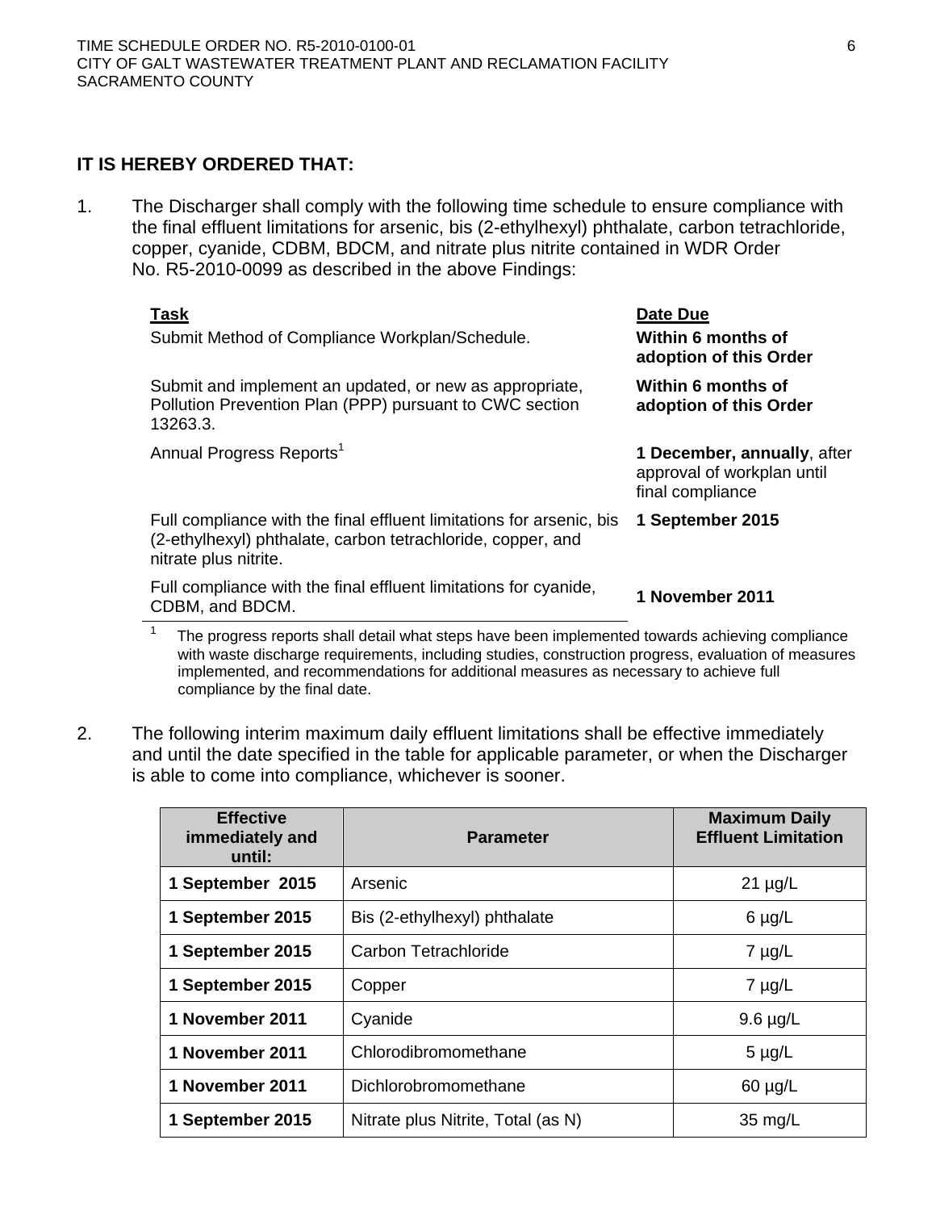**IT IS HEREBY ORDERED THAT:**

1. The Discharger shall comply with the following time schedule to ensure compliance with the final effluent limitations for arsenic, bis (2-ethylhexyl) phthalate, carbon tetrachloride, copper, cyanide, CDBM, BDCM, and nitrate plus nitrite contained in WDR Order No. R5-2010-0099 as described in the above Findings:

| **Task** | **Date Due** |
|---|---|
| Submit Method of Compliance Workplan/Schedule. | **Within 6 months of adoption of this Order** |
| Submit and implement an updated, or new as appropriate, Pollution Prevention Plan (PPP) pursuant to CWC section 13263.3. | **Within 6 months of adoption of this Order** |
| Annual Progress Reports[1] | **1 December, annually**, after approval of workplan until final compliance |
| Full compliance with the final effluent limitations for arsenic, bis (2-ethylhexyl) phthalate, carbon tetrachloride, copper, and nitrate plus nitrite. | **1 September 2015** |
| Full compliance with the final effluent limitations for cyanide, CDBM, and BDCM. | **1 November 2011** |

[1] The progress reports shall detail what steps have been implemented towards achieving compliance with waste discharge requirements, including studies, construction progress, evaluation of measures implemented, and recommendations for additional measures as necessary to achieve full compliance by the final date.

2. The following interim maximum daily effluent limitations shall be effective immediately and until the date specified in the table for applicable parameter, or when the Discharger is able to come into compliance, whichever is sooner.

| Effective immediately and until: | Parameter | Maximum Daily Effluent Limitation |
|---|---|---|
| **1 September 2015** | Arsenic | 21 µg/L |
| **1 September 2015** | Bis (2-ethylhexyl) phthalate | 6 µg/L |
| **1 September 2015** | Carbon Tetrachloride | 7 µg/L |
| **1 September 2015** | Copper | 7 µg/L |
| **1 November 2011** | Cyanide | 9.6 µg/L |
| **1 November 2011** | Chlorodibromomethane | 5 µg/L |
| **1 November 2011** | Dichlorobromomethane | 60 µg/L |
| **1 September 2015** | Nitrate plus Nitrite, Total (as N) | 35 mg/L |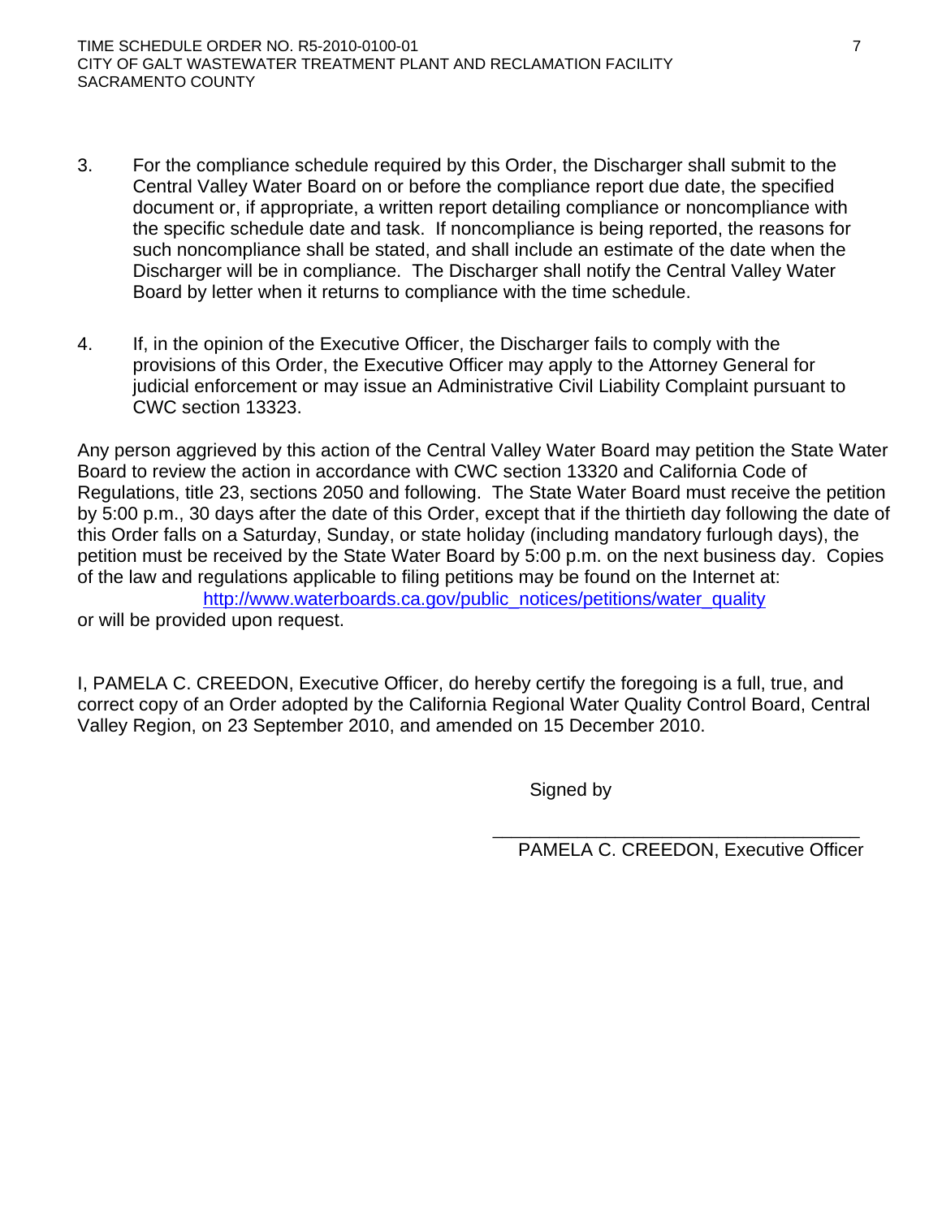3. For the compliance schedule required by this Order, the Discharger shall submit to the Central Valley Water Board on or before the compliance report due date, the specified document or, if appropriate, a written report detailing compliance or noncompliance with the specific schedule date and task. If noncompliance is being reported, the reasons for such noncompliance shall be stated, and shall include an estimate of the date when the Discharger will be in compliance. The Discharger shall notify the Central Valley Water Board by letter when it returns to compliance with the time schedule.

4. If, in the opinion of the Executive Officer, the Discharger fails to comply with the provisions of this Order, the Executive Officer may apply to the Attorney General for judicial enforcement or may issue an Administrative Civil Liability Complaint pursuant to CWC section 13323.

Any person aggrieved by this action of the Central Valley Water Board may petition the State Water Board to review the action in accordance with CWC section 13320 and California Code of Regulations, title 23, sections 2050 and following. The State Water Board must receive the petition by 5:00 p.m., 30 days after the date of this Order, except that if the thirtieth day following the date of this Order falls on a Saturday, Sunday, or state holiday (including mandatory furlough days), the petition must be received by the State Water Board by 5:00 p.m. on the next business day. Copies of the law and regulations applicable to filing petitions may be found on the Internet at:

http://www.waterboards.ca.gov/public_notices/petitions/water_quality

or will be provided upon request.

I, PAMELA C. CREEDON, Executive Officer, do hereby certify the foregoing is a full, true, and correct copy of an Order adopted by the California Regional Water Quality Control Board, Central Valley Region, on 23 September 2010, and amended on 15 December 2010.

Signed by

_______________________________________

PAMELA C. CREEDON, Executive Officer